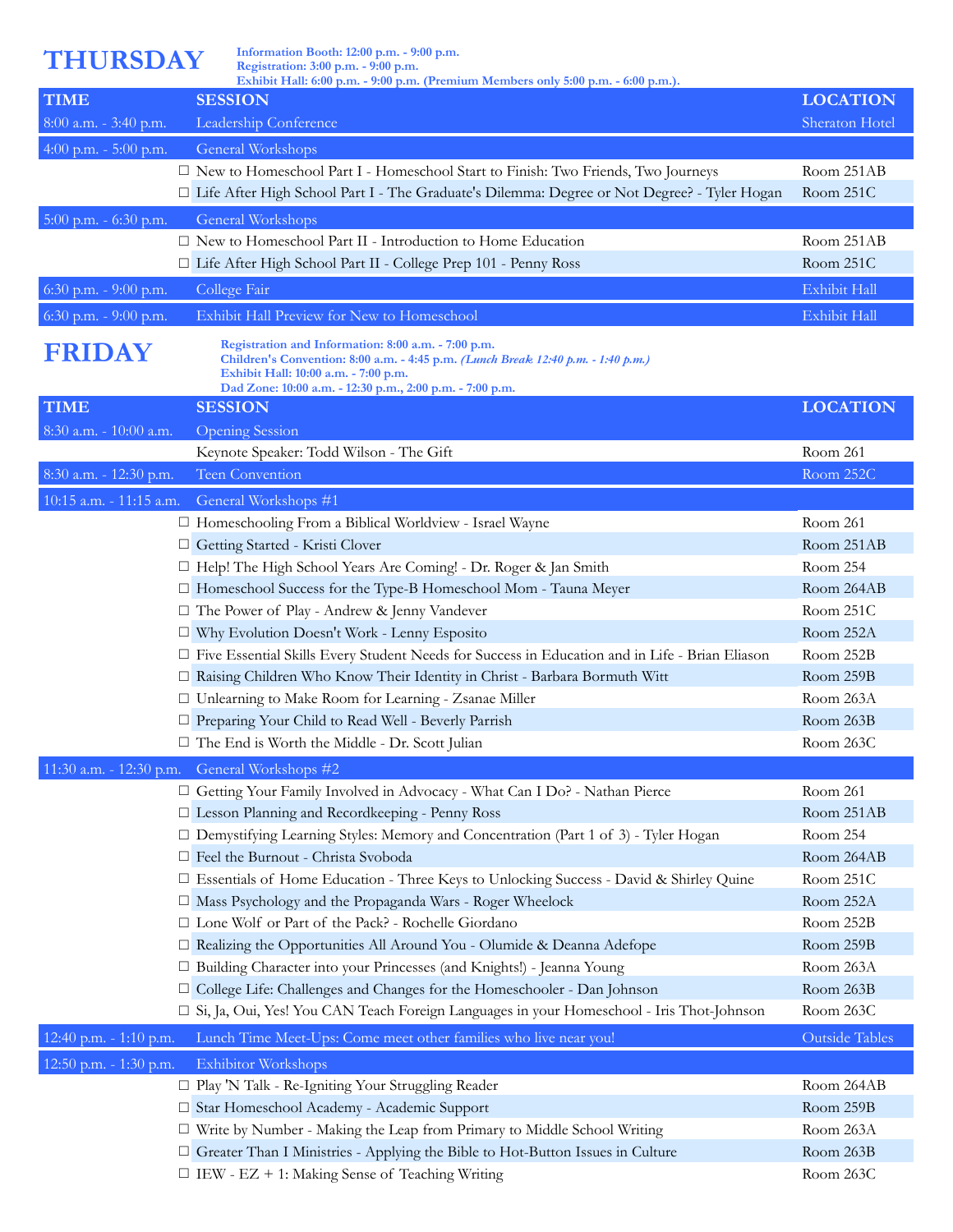# THURSDAY

**Information Booth: 12:00 p.m. - 9:00 p.m.**
**Registration: 3:00 p.m. - 9:00 p.m.**
**Exhibit Hall: 6:00 p.m. - 9:00 p.m. (Premium Members only 5:00 p.m. - 6:00 p.m.).**

| TIME | SESSION | LOCATION |
|---|---|---|
| 8:00 a.m. - 3:40 p.m. | Leadership Conference | Sheraton Hotel |
| 4:00 p.m. - 5:00 p.m. | General Workshops | |
| | ☐ New to Homeschool Part I - Homeschool Start to Finish: Two Friends, Two Journeys | Room 251AB |
| | ☐ Life After High School Part I - The Graduate's Dilemma: Degree or Not Degree? - Tyler Hogan | Room 251C |
| 5:00 p.m. - 6:30 p.m. | General Workshops | |
| | ☐ New to Homeschool Part II - Introduction to Home Education | Room 251AB |
| | ☐ Life After High School Part II - College Prep 101 - Penny Ross | Room 251C |
| 6:30 p.m. - 9:00 p.m. | College Fair | Exhibit Hall |
| 6:30 p.m. - 9:00 p.m. | Exhibit Hall Preview for New to Homeschool | Exhibit Hall |

# FRIDAY

**Registration and Information: 8:00 a.m. - 7:00 p.m.**
**Children's Convention: 8:00 a.m. - 4:45 p.m. *(Lunch Break 12:40 p.m. - 1:40 p.m.)***
**Exhibit Hall: 10:00 a.m. - 7:00 p.m.**
**Dad Zone: 10:00 a.m. - 12:30 p.m., 2:00 p.m. - 7:00 p.m.**

| TIME | SESSION | LOCATION |
|---|---|---|
| 8:30 a.m. - 10:00 a.m. | Opening Session | |
| | Keynote Speaker: Todd Wilson - The Gift | Room 261 |
| 8:30 a.m. - 12:30 p.m. | Teen Convention | Room 252C |
| 10:15 a.m. - 11:15 a.m. | General Workshops #1 | |
| | ☐ Homeschooling From a Biblical Worldview - Israel Wayne | Room 261 |
| | ☐ Getting Started - Kristi Clover | Room 251AB |
| | ☐ Help! The High School Years Are Coming! - Dr. Roger & Jan Smith | Room 254 |
| | ☐ Homeschool Success for the Type-B Homeschool Mom - Tauna Meyer | Room 264AB |
| | ☐ The Power of Play - Andrew & Jenny Vandever | Room 251C |
| | ☐ Why Evolution Doesn't Work - Lenny Esposito | Room 252A |
| | ☐ Five Essential Skills Every Student Needs for Success in Education and in Life - Brian Eliason | Room 252B |
| | ☐ Raising Children Who Know Their Identity in Christ - Barbara Bormuth Witt | Room 259B |
| | ☐ Unlearning to Make Room for Learning - Zsanae Miller | Room 263A |
| | ☐ Preparing Your Child to Read Well - Beverly Parrish | Room 263B |
| | ☐ The End is Worth the Middle - Dr. Scott Julian | Room 263C |
| 11:30 a.m. - 12:30 p.m. | General Workshops #2 | |
| | ☐ Getting Your Family Involved in Advocacy - What Can I Do? - Nathan Pierce | Room 261 |
| | ☐ Lesson Planning and Recordkeeping - Penny Ross | Room 251AB |
| | ☐ Demystifying Learning Styles: Memory and Concentration (Part 1 of 3) - Tyler Hogan | Room 254 |
| | ☐ Feel the Burnout - Christa Svoboda | Room 264AB |
| | ☐ Essentials of Home Education - Three Keys to Unlocking Success - David & Shirley Quine | Room 251C |
| | ☐ Mass Psychology and the Propaganda Wars - Roger Wheelock | Room 252A |
| | ☐ Lone Wolf or Part of the Pack? - Rochelle Giordano | Room 252B |
| | ☐ Realizing the Opportunities All Around You - Olumide & Deanna Adefope | Room 259B |
| | ☐ Building Character into your Princesses (and Knights!) - Jeanna Young | Room 263A |
| | ☐ College Life: Challenges and Changes for the Homeschooler - Dan Johnson | Room 263B |
| | ☐ Si, Ja, Oui, Yes! You CAN Teach Foreign Languages in your Homeschool - Iris Thot-Johnson | Room 263C |
| 12:40 p.m. - 1:10 p.m. | Lunch Time Meet-Ups: Come meet other families who live near you! | Outside Tables |
| 12:50 p.m. - 1:30 p.m. | Exhibitor Workshops | |
| | ☐ Play 'N Talk - Re-Igniting Your Struggling Reader | Room 264AB |
| | ☐ Star Homeschool Academy - Academic Support | Room 259B |
| | ☐ Write by Number - Making the Leap from Primary to Middle School Writing | Room 263A |
| | ☐ Greater Than I Ministries - Applying the Bible to Hot-Button Issues in Culture | Room 263B |
| | ☐ IEW - EZ + 1: Making Sense of Teaching Writing | Room 263C |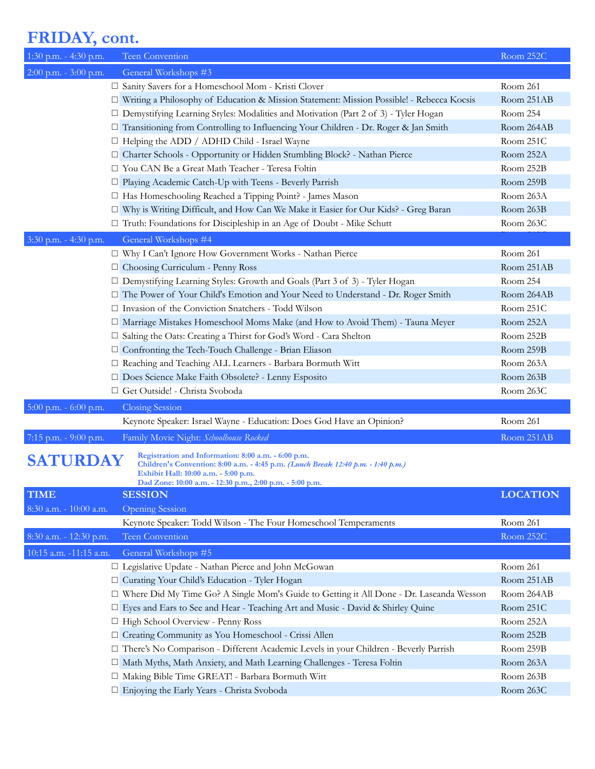## FRIDAY, cont.

| | | |
|---|---|---|
| 1:30 p.m. - 4:30 p.m. | Teen Convention | Room 252C |
| 2:00 p.m. - 3:00 p.m. | General Workshops #3 | |
| | ☐ Sanity Savers for a Homeschool Mom - Kristi Clover | Room 261 |
| | ☐ Writing a Philosophy of Education & Mission Statement: Mission Possible! - Rebecca Kocsis | Room 251AB |
| | ☐ Demystifying Learning Styles: Modalities and Motivation (Part 2 of 3) - Tyler Hogan | Room 254 |
| | ☐ Transitioning from Controlling to Influencing Your Children - Dr. Roger & Jan Smith | Room 264AB |
| | ☐ Helping the ADD / ADHD Child - Israel Wayne | Room 251C |
| | ☐ Charter Schools - Opportunity or Hidden Stumbling Block? - Nathan Pierce | Room 252A |
| | ☐ You CAN Be a Great Math Teacher - Teresa Foltin | Room 252B |
| | ☐ Playing Academic Catch-Up with Teens - Beverly Parrish | Room 259B |
| | ☐ Has Homeschooling Reached a Tipping Point? - James Mason | Room 263A |
| | ☐ Why is Writing Difficult, and How Can We Make it Easier for Our Kids? - Greg Baran | Room 263B |
| | ☐ Truth: Foundations for Discipleship in an Age of Doubt - Mike Schutt | Room 263C |
| 3:30 p.m. - 4:30 p.m. | General Workshops #4 | |
| | ☐ Why I Can't Ignore How Government Works - Nathan Pierce | Room 261 |
| | ☐ Choosing Curriculum - Penny Ross | Room 251AB |
| | ☐ Demystifying Learning Styles: Growth and Goals (Part 3 of 3) - Tyler Hogan | Room 254 |
| | ☐ The Power of Your Child's Emotion and Your Need to Understand - Dr. Roger Smith | Room 264AB |
| | ☐ Invasion of the Conviction Snatchers - Todd Wilson | Room 251C |
| | ☐ Marriage Mistakes Homeschool Moms Make (and How to Avoid Them) - Tauna Meyer | Room 252A |
| | ☐ Salting the Oats: Creating a Thirst for God's Word - Cara Shelton | Room 252B |
| | ☐ Confronting the Tech-Touch Challenge - Brian Eliason | Room 259B |
| | ☐ Reaching and Teaching ALL Learners - Barbara Bormuth Witt | Room 263A |
| | ☐ Does Science Make Faith Obsolete? - Lenny Esposito | Room 263B |
| | ☐ Get Outside! - Christa Svoboda | Room 263C |
| 5:00 p.m. - 6:00 p.m. | Closing Session | |
| | Keynote Speaker: Israel Wayne - Education: Does God Have an Opinion? | Room 261 |
| 7:15 p.m. - 9:00 p.m. | Family Movie Night: *Schoolhouse Rocked* | Room 251AB |

## SATURDAY

**Registration and Information: 8:00 a.m. - 6:00 p.m.**
**Children's Convention: 8:00 a.m. - 4:45 p.m.** ***(Lunch Break 12:40 p.m. - 1:40 p.m.)***
**Exhibit Hall: 10:00 a.m. - 5:00 p.m.**
**Dad Zone: 10:00 a.m. - 12:30 p.m., 2:00 p.m. - 5:00 p.m.**

| TIME | SESSION | LOCATION |
|---|---|---|
| 8:30 a.m. - 10:00 a.m. | Opening Session | |
| | Keynote Speaker: Todd Wilson - The Four Homeschool Temperaments | Room 261 |
| 8:30 a.m. - 12:30 p.m. | Teen Convention | Room 252C |
| 10:15 a.m. -11:15 a.m. | General Workshops #5 | |
| | ☐ Legislative Update - Nathan Pierce and John McGowan | Room 261 |
| | ☐ Curating Your Child's Education - Tyler Hogan | Room 251AB |
| | ☐ Where Did My Time Go? A Single Mom's Guide to Getting it All Done - Dr. Laseanda Wesson | Room 264AB |
| | ☐ Eyes and Ears to See and Hear - Teaching Art and Music - David & Shirley Quine | Room 251C |
| | ☐ High School Overview - Penny Ross | Room 252A |
| | ☐ Creating Community as You Homeschool - Crissi Allen | Room 252B |
| | ☐ There's No Comparison - Different Academic Levels in your Children - Beverly Parrish | Room 259B |
| | ☐ Math Myths, Math Anxiety, and Math Learning Challenges - Teresa Foltin | Room 263A |
| | ☐ Making Bible Time GREAT! - Barbara Bormuth Witt | Room 263B |
| | ☐ Enjoying the Early Years - Christa Svoboda | Room 263C |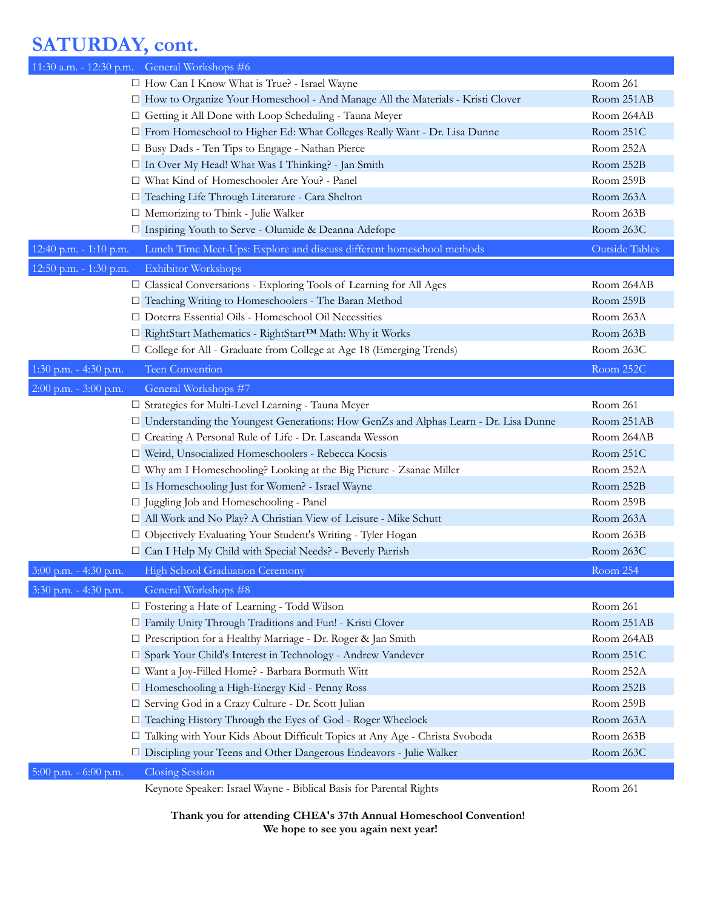# SATURDAY, cont.

| | | |
|---|---|---|
| 11:30 a.m. - 12:30 p.m. | General Workshops #6 | |
| | ☐ How Can I Know What is True? - Israel Wayne | Room 261 |
| | ☐ How to Organize Your Homeschool - And Manage All the Materials - Kristi Clover | Room 251AB |
| | ☐ Getting it All Done with Loop Scheduling - Tauna Meyer | Room 264AB |
| | ☐ From Homeschool to Higher Ed: What Colleges Really Want - Dr. Lisa Dunne | Room 251C |
| | ☐ Busy Dads - Ten Tips to Engage - Nathan Pierce | Room 252A |
| | ☐ In Over My Head! What Was I Thinking? - Jan Smith | Room 252B |
| | ☐ What Kind of Homeschooler Are You? - Panel | Room 259B |
| | ☐ Teaching Life Through Literature - Cara Shelton | Room 263A |
| | ☐ Memorizing to Think - Julie Walker | Room 263B |
| | ☐ Inspiring Youth to Serve - Olumide & Deanna Adefope | Room 263C |
| 12:40 p.m. - 1:10 p.m. | Lunch Time Meet-Ups: Explore and discuss different homeschool methods | Outside Tables |
| 12:50 p.m. - 1:30 p.m. | Exhibitor Workshops | |
| | ☐ Classical Conversations - Exploring Tools of Learning for All Ages | Room 264AB |
| | ☐ Teaching Writing to Homeschoolers - The Baran Method | Room 259B |
| | ☐ Doterra Essential Oils - Homeschool Oil Necessities | Room 263A |
| | ☐ RightStart Mathematics - RightStart™ Math: Why it Works | Room 263B |
| | ☐ College for All - Graduate from College at Age 18 (Emerging Trends) | Room 263C |
| 1:30 p.m. - 4:30 p.m. | Teen Convention | Room 252C |
| 2:00 p.m. - 3:00 p.m. | General Workshops #7 | |
| | ☐ Strategies for Multi-Level Learning - Tauna Meyer | Room 261 |
| | ☐ Understanding the Youngest Generations: How GenZs and Alphas Learn - Dr. Lisa Dunne | Room 251AB |
| | ☐ Creating A Personal Rule of Life - Dr. Laseanda Wesson | Room 264AB |
| | ☐ Weird, Unsocialized Homeschoolers - Rebecca Kocsis | Room 251C |
| | ☐ Why am I Homeschooling? Looking at the Big Picture - Zsanae Miller | Room 252A |
| | ☐ Is Homeschooling Just for Women? - Israel Wayne | Room 252B |
| | ☐ Juggling Job and Homeschooling - Panel | Room 259B |
| | ☐ All Work and No Play? A Christian View of Leisure - Mike Schutt | Room 263A |
| | ☐ Objectively Evaluating Your Student's Writing - Tyler Hogan | Room 263B |
| | ☐ Can I Help My Child with Special Needs? - Beverly Parrish | Room 263C |
| 3:00 p.m. - 4:30 p.m. | High School Graduation Ceremony | Room 254 |
| 3:30 p.m. - 4:30 p.m. | General Workshops #8 | |
| | ☐ Fostering a Hate of Learning - Todd Wilson | Room 261 |
| | ☐ Family Unity Through Traditions and Fun! - Kristi Clover | Room 251AB |
| | ☐ Prescription for a Healthy Marriage - Dr. Roger & Jan Smith | Room 264AB |
| | ☐ Spark Your Child's Interest in Technology - Andrew Vandever | Room 251C |
| | ☐ Want a Joy-Filled Home? - Barbara Bormuth Witt | Room 252A |
| | ☐ Homeschooling a High-Energy Kid - Penny Ross | Room 252B |
| | ☐ Serving God in a Crazy Culture - Dr. Scott Julian | Room 259B |
| | ☐ Teaching History Through the Eyes of God - Roger Wheelock | Room 263A |
| | ☐ Talking with Your Kids About Difficult Topics at Any Age - Christa Svoboda | Room 263B |
| | ☐ Discipling your Teens and Other Dangerous Endeavors - Julie Walker | Room 263C |
| 5:00 p.m. - 6:00 p.m. | Closing Session | |
| | Keynote Speaker: Israel Wayne - Biblical Basis for Parental Rights | Room 261 |

**Thank you for attending CHEA's 37th Annual Homeschool Convention!**
**We hope to see you again next year!**